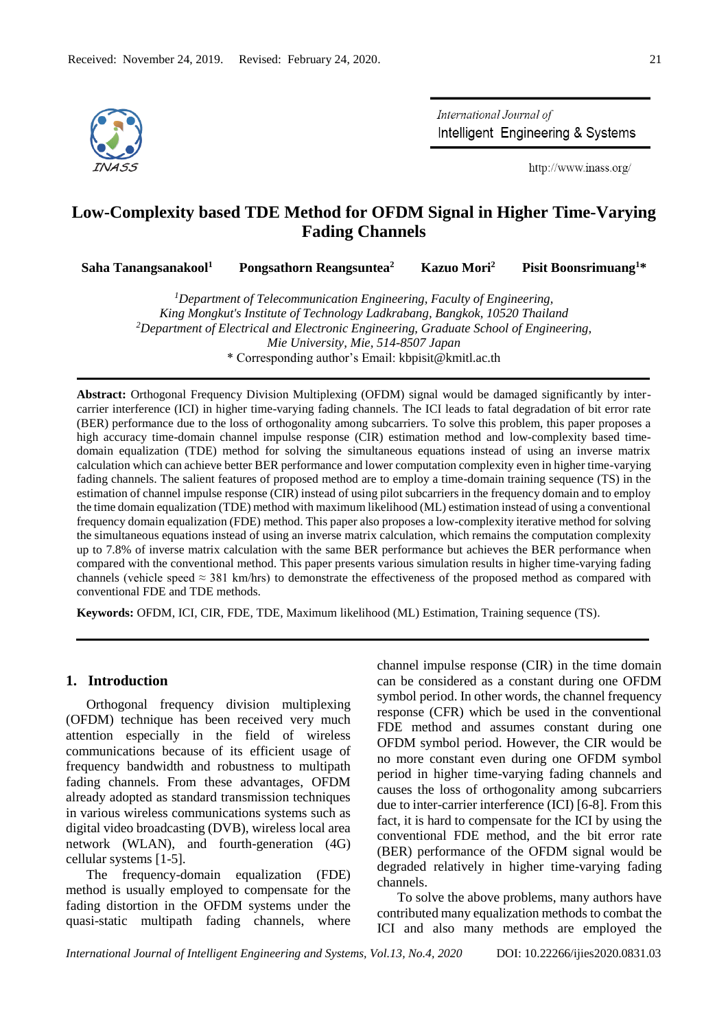Received: November 24, 2019. Revised: February 24, 2020.

# Low-Complexity based TDE Method for OFDM Signal in Higher Time-Varying Fading Channels

**Saha Tanangsanakool[1] Pongsathorn Reangsuntea[2] Kazuo Mori[2] Pisit Boonsrimuang[1]***

[1] *Department of Telecommunication Engineering, Faculty of Engineering, King Mongkut's Institute of Technology Ladkrabang, Bangkok, 10520 Thailand*

[2] *Department of Electrical and Electronic Engineering, Graduate School of Engineering, Mie University, Mie, 514-8507 Japan*

\* Corresponding author's Email: kbpisit@kmitl.ac.th

**Abstract:** Orthogonal Frequency Division Multiplexing (OFDM) signal would be damaged significantly by inter-carrier interference (ICI) in higher time-varying fading channels. The ICI leads to fatal degradation of bit error rate (BER) performance due to the loss of orthogonality among subcarriers. To solve this problem, this paper proposes a high accuracy time-domain channel impulse response (CIR) estimation method and low-complexity based time-domain equalization (TDE) method for solving the simultaneous equations instead of using an inverse matrix calculation which can achieve better BER performance and lower computation complexity even in higher time-varying fading channels. The salient features of proposed method are to employ a time-domain training sequence (TS) in the estimation of channel impulse response (CIR) instead of using pilot subcarriers in the frequency domain and to employ the time domain equalization (TDE) method with maximum likelihood (ML) estimation instead of using a conventional frequency domain equalization (FDE) method. This paper also proposes a low-complexity iterative method for solving the simultaneous equations instead of using an inverse matrix calculation, which remains the computation complexity up to 7.8% of inverse matrix calculation with the same BER performance but achieves the BER performance when compared with the conventional method. This paper presents various simulation results in higher time-varying fading channels (vehicle speed ≈ 381 km/hrs) to demonstrate the effectiveness of the proposed method as compared with conventional FDE and TDE methods.

**Keywords:** OFDM, ICI, CIR, FDE, TDE, Maximum likelihood (ML) Estimation, Training sequence (TS).

## 1. Introduction

Orthogonal frequency division multiplexing (OFDM) technique has been received very much attention especially in the field of wireless communications because of its efficient usage of frequency bandwidth and robustness to multipath fading channels. From these advantages, OFDM already adopted as standard transmission techniques in various wireless communications systems such as digital video broadcasting (DVB), wireless local area network (WLAN), and fourth-generation (4G) cellular systems [1-5].

The frequency-domain equalization (FDE) method is usually employed to compensate for the fading distortion in the OFDM systems under the quasi-static multipath fading channels, where channel impulse response (CIR) in the time domain can be considered as a constant during one OFDM symbol period. In other words, the channel frequency response (CFR) which be used in the conventional FDE method and assumes constant during one OFDM symbol period. However, the CIR would be no more constant even during one OFDM symbol period in higher time-varying fading channels and causes the loss of orthogonality among subcarriers due to inter-carrier interference (ICI) [6-8]. From this fact, it is hard to compensate for the ICI by using the conventional FDE method, and the bit error rate (BER) performance of the OFDM signal would be degraded relatively in higher time-varying fading channels.

To solve the above problems, many authors have contributed many equalization methods to combat the ICI and also many methods are employed the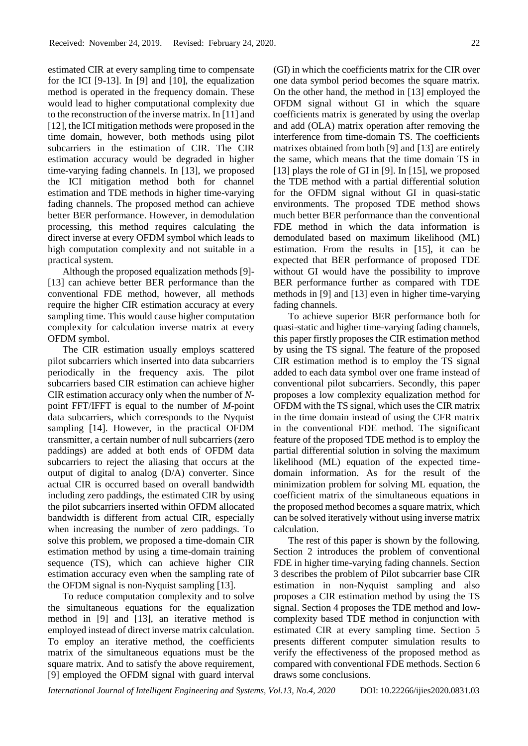estimated CIR at every sampling time to compensate for the ICI [9-13]. In [9] and [10], the equalization method is operated in the frequency domain. These would lead to higher computational complexity due to the reconstruction of the inverse matrix. In [11] and [12], the ICI mitigation methods were proposed in the time domain, however, both methods using pilot subcarriers in the estimation of CIR. The CIR estimation accuracy would be degraded in higher time-varying fading channels. In [13], we proposed the ICI mitigation method both for channel estimation and TDE methods in higher time-varying fading channels. The proposed method can achieve better BER performance. However, in demodulation processing, this method requires calculating the direct inverse at every OFDM symbol which leads to high computation complexity and not suitable in a practical system.

Although the proposed equalization methods [9]-[13] can achieve better BER performance than the conventional FDE method, however, all methods require the higher CIR estimation accuracy at every sampling time. This would cause higher computation complexity for calculation inverse matrix at every OFDM symbol.

The CIR estimation usually employs scattered pilot subcarriers which inserted into data subcarriers periodically in the frequency axis. The pilot subcarriers based CIR estimation can achieve higher CIR estimation accuracy only when the number of $N$-point FFT/IFFT is equal to the number of $M$-point data subcarriers, which corresponds to the Nyquist sampling [14]. However, in the practical OFDM transmitter, a certain number of null subcarriers (zero paddings) are added at both ends of OFDM data subcarriers to reject the aliasing that occurs at the output of digital to analog (D/A) converter. Since actual CIR is occurred based on overall bandwidth including zero paddings, the estimated CIR by using the pilot subcarriers inserted within OFDM allocated bandwidth is different from actual CIR, especially when increasing the number of zero paddings. To solve this problem, we proposed a time-domain CIR estimation method by using a time-domain training sequence (TS), which can achieve higher CIR estimation accuracy even when the sampling rate of the OFDM signal is non-Nyquist sampling [13].

To reduce computation complexity and to solve the simultaneous equations for the equalization method in [9] and [13], an iterative method is employed instead of direct inverse matrix calculation. To employ an iterative method, the coefficients matrix of the simultaneous equations must be the square matrix. And to satisfy the above requirement, [9] employed the OFDM signal with guard interval (GI) in which the coefficients matrix for the CIR over one data symbol period becomes the square matrix. On the other hand, the method in [13] employed the OFDM signal without GI in which the square coefficients matrix is generated by using the overlap and add (OLA) matrix operation after removing the interference from time-domain TS. The coefficients matrixes obtained from both [9] and [13] are entirely the same, which means that the time domain TS in [13] plays the role of GI in [9]. In [15], we proposed the TDE method with a partial differential solution for the OFDM signal without GI in quasi-static environments. The proposed TDE method shows much better BER performance than the conventional FDE method in which the data information is demodulated based on maximum likelihood (ML) estimation. From the results in [15], it can be expected that BER performance of proposed TDE without GI would have the possibility to improve BER performance further as compared with TDE methods in [9] and [13] even in higher time-varying fading channels.

To achieve superior BER performance both for quasi-static and higher time-varying fading channels, this paper firstly proposes the CIR estimation method by using the TS signal. The feature of the proposed CIR estimation method is to employ the TS signal added to each data symbol over one frame instead of conventional pilot subcarriers. Secondly, this paper proposes a low complexity equalization method for OFDM with the TS signal, which uses the CIR matrix in the time domain instead of using the CFR matrix in the conventional FDE method. The significant feature of the proposed TDE method is to employ the partial differential solution in solving the maximum likelihood (ML) equation of the expected time-domain information. As for the result of the minimization problem for solving ML equation, the coefficient matrix of the simultaneous equations in the proposed method becomes a square matrix, which can be solved iteratively without using inverse matrix calculation.

The rest of this paper is shown by the following. Section 2 introduces the problem of conventional FDE in higher time-varying fading channels. Section 3 describes the problem of Pilot subcarrier base CIR estimation in non-Nyquist sampling and also proposes a CIR estimation method by using the TS signal. Section 4 proposes the TDE method and low-complexity based TDE method in conjunction with estimated CIR at every sampling time. Section 5 presents different computer simulation results to verify the effectiveness of the proposed method as compared with conventional FDE methods. Section 6 draws some conclusions.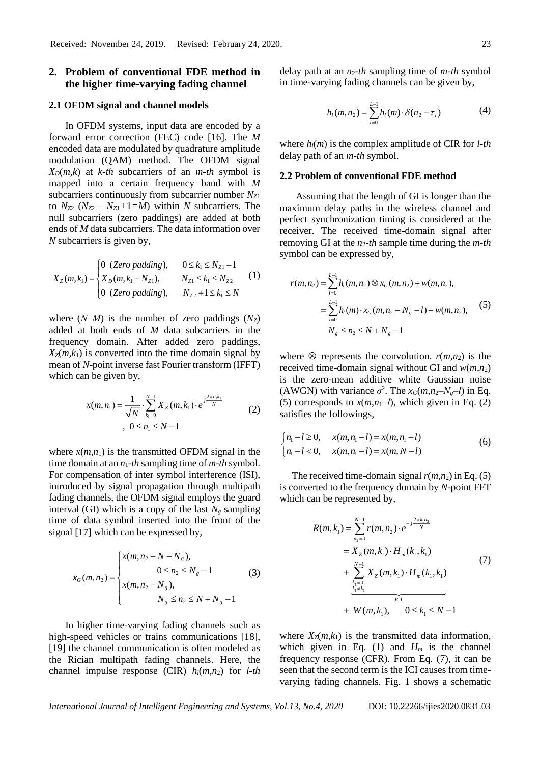## 2. Problem of conventional FDE method in the higher time-varying fading channel

### 2.1 OFDM signal and channel models

In OFDM systems, input data are encoded by a forward error correction (FEC) code [16]. The $M$ encoded data are modulated by quadrature amplitude modulation (QAM) method. The OFDM signal $X_D(m,k)$ at $k$-*th* subcarriers of an $m$-*th* symbol is mapped into a certain frequency band with $M$ subcarriers continuously from subcarrier number $N_{Z1}$ to $N_{Z2}$ ($N_{Z2} - N_{Z1}+1=M$) within $N$ subcarriers. The null subcarriers (zero paddings) are added at both ends of $M$ data subcarriers. The data information over $N$ subcarriers is given by,

$$X_Z(m,k_1) = \begin{cases} 0 \ (Zero\ padding), & 0 \le k_1 \le N_{Z1}-1 \\ X_D(m,k_1 - N_{Z1}), & N_{Z1} \le k_1 \le N_{Z2} \\ 0 \ (Zero\ padding), & N_{Z2}+1 \le k_1 \le N \end{cases} \quad (1)$$

where ($N$–$M$) is the number of zero paddings ($N_Z$) added at both ends of $M$ data subcarriers in the frequency domain. After added zero paddings, $X_Z(m,k_1)$ is converted into the time domain signal by mean of $N$-point inverse fast Fourier transform (IFFT) which can be given by,

$$x(m,n_1) = \frac{1}{\sqrt{N}} \cdot \sum_{k_1=0}^{N-1} X_Z(m,k_1) \cdot e^{j\frac{2\pi n_1 k_1}{N}} \quad , \ 0 \le n_1 \le N-1 \quad (2)$$

where $x(m,n_1)$ is the transmitted OFDM signal in the time domain at an $n_1$-*th* sampling time of $m$-*th* symbol. For compensation of inter symbol interference (ISI), introduced by signal propagation through multipath fading channels, the OFDM signal employs the guard interval (GI) which is a copy of the last $N_g$ sampling time of data symbol inserted into the front of the signal [17] which can be expressed by,

$$x_G(m,n_2) = \begin{cases} x(m,n_2+N-N_g), \\ \qquad 0 \le n_2 \le N_g - 1 \\ x(m,n_2 - N_g), \\ \qquad N_g \le n_2 \le N + N_g - 1 \end{cases} \quad (3)$$

In higher time-varying fading channels such as high-speed vehicles or trains communications [18], [19] the channel communication is often modeled as the Rician multipath fading channels. Here, the channel impulse response (CIR) $h_l(m,n_2)$ for $l$-*th* delay path at an $n_2$-*th* sampling time of $m$-*th* symbol in time-varying fading channels can be given by,

$$h_l(m,n_2) = \sum_{l=0}^{L-1} h_l(m) \cdot \delta(n_2 - \tau_l) \quad (4)$$

where $h_l(m)$ is the complex amplitude of CIR for $l$-*th* delay path of an $m$-*th* symbol.

### 2.2 Problem of conventional FDE method

Assuming that the length of GI is longer than the maximum delay paths in the wireless channel and perfect synchronization timing is considered at the receiver. The received time-domain signal after removing GI at the $n_2$-*th* sample time during the $m$-*th* symbol can be expressed by,

$$\begin{aligned} r(m,n_2) &= \sum_{l=0}^{L-1} h_l(m,n_2) \otimes x_G(m,n_2) + w(m,n_2), \\ &= \sum_{l=0}^{L-1} h_l(m) \cdot x_G(m,n_2 - N_g - l) + w(m,n_2), \\ & N_g \le n_2 \le N + N_g - 1 \end{aligned} \quad (5)$$

where $\otimes$ represents the convolution. $r(m,n_2)$ is the received time-domain signal without GI and $w(m,n_2)$ is the zero-mean additive white Gaussian noise (AWGN) with variance $\sigma^2$. The $x_G(m,n_2–N_g–l)$ in Eq. (5) corresponds to $x(m,n_1–l)$, which given in Eq. (2) satisfies the followings,

$$\begin{cases} n_1 - l \ge 0, & x(m,n_1-l) = x(m,n_1-l) \\ n_1 - l < 0, & x(m,n_1-l) = x(m,N-l) \end{cases} \quad (6)$$

The received time-domain signal $r(m,n_2)$ in Eq. (5) is converted to the frequency domain by $N$-point FFT which can be represented by,

$$\begin{aligned} R(m,k_1) &= \sum_{n_2=0}^{N-1} r(m,n_2) \cdot e^{-j\frac{2\pi k_1 n_2}{N}} \\ &= X_Z(m,k_1) \cdot H_m(k_1,k_1) \\ &+ \underbrace{\sum_{\substack{k_1=0 \\ k_1 \ne k_1}}^{N-1} X_Z(m,k_1) \cdot H_m(k_1,k_1)}_{ICI} \\ &+ W(m,k_1), \qquad 0 \le k_1 \le N-1 \end{aligned} \quad (7)$$

where $X_Z(m,k_1)$ is the transmitted data information, which given in Eq. (1) and $H_m$ is the channel frequency response (CFR). From Eq. (7), it can be seen that the second term is the ICI causes from time-varying fading channels. Fig. 1 shows a schematic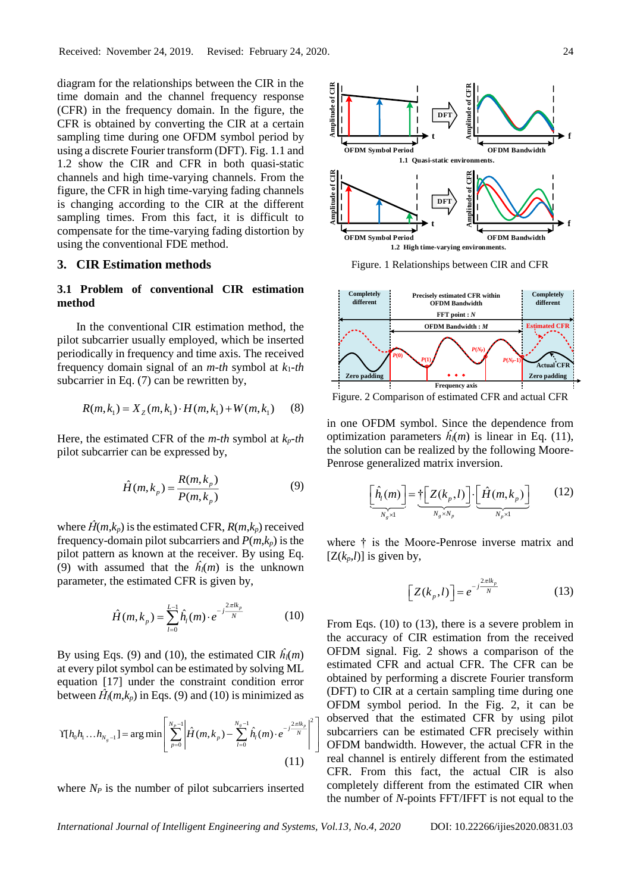diagram for the relationships between the CIR in the time domain and the channel frequency response (CFR) in the frequency domain. In the figure, the CFR is obtained by converting the CIR at a certain sampling time during one OFDM symbol period by using a discrete Fourier transform (DFT). Fig. 1.1 and 1.2 show the CIR and CFR in both quasi-static channels and high time-varying channels. From the figure, the CFR in high time-varying fading channels is changing according to the CIR at the different sampling times. From this fact, it is difficult to compensate for the time-varying fading distortion by using the conventional FDE method.

## 3. CIR Estimation methods

### 3.1 Problem of conventional CIR estimation method

In the conventional CIR estimation method, the pilot subcarrier usually employed, which be inserted periodically in frequency and time axis. The received frequency domain signal of an *m-th* symbol at $k_1$*-th* subcarrier in Eq. (7) can be rewritten by,

$$R(m,k_1) = X_Z(m,k_1)\cdot H(m,k_1) + W(m,k_1) \quad (8)$$

Here, the estimated CFR of the *m-th* symbol at $k_p$*-th* pilot subcarrier can be expressed by,

$$\hat{H}(m,k_p) = \frac{R(m,k_p)}{P(m,k_p)} \quad (9)$$

where $\hat{H}(m,k_p)$ is the estimated CFR, $R(m,k_p)$ received frequency-domain pilot subcarriers and $P(m,k_p)$ is the pilot pattern as known at the receiver. By using Eq. (9) with assumed that the $\hat{h}_l(m)$ is the unknown parameter, the estimated CFR is given by,

$$\hat{H}(m,k_p) = \sum_{l=0}^{L-1} \hat{h}_l(m)\cdot e^{-j\frac{2\pi l k_p}{N}} \quad (10)$$

By using Eqs. (9) and (10), the estimated CIR $\hat{h}_l(m)$ at every pilot symbol can be estimated by solving ML equation [17] under the constraint condition error between $\hat{H}_l(m,k_p)$ in Eqs. (9) and (10) is minimized as

$$\Upsilon[h_0 h_1 \ldots h_{N_g-1}] = \arg\min\left[\sum_{p=0}^{N_p-1}\left|\hat{H}(m,k_p) - \sum_{l=0}^{N_g-1}\hat{h}_l(m)\cdot e^{-j\frac{2\pi l k_p}{N}}\right|^2\right] \quad (11)$$

where $N_P$ is the number of pilot subcarriers inserted in one OFDM symbol. Since the dependence from optimization parameters $\hat{h}_l(m)$ is linear in Eq. (11), the solution can be realized by the following Moore-Penrose generalized matrix inversion.

$$\underbrace{\left[\hat{h}_l(m)\right]}_{N_g\times 1} = \dagger\underbrace{\left[Z(k_p,l)\right]}_{N_g\times N_p}\cdot\underbrace{\left[\hat{H}(m,k_p)\right]}_{N_p\times 1} \quad (12)$$

where † is the Moore-Penrose inverse matrix and $[Z(k_p,l)]$ is given by,

$$\left[Z(k_p,l)\right] = e^{-j\frac{2\pi l k_p}{N}} \quad (13)$$

From Eqs. (10) to (13), there is a severe problem in the accuracy of CIR estimation from the received OFDM signal. Fig. 2 shows a comparison of the estimated CFR and actual CFR. The CFR can be obtained by performing a discrete Fourier transform (DFT) to CIR at a certain sampling time during one OFDM symbol period. In the Fig. 2, it can be observed that the estimated CFR by using pilot subcarriers can be estimated CFR precisely within OFDM bandwidth. However, the actual CFR in the real channel is entirely different from the estimated CFR. From this fact, the actual CIR is also completely different from the estimated CIR when the number of *N*-points FFT/IFFT is not equal to the

Figure. 1 Relationships between CIR and CFR

Figure. 2 Comparison of estimated CFR and actual CFR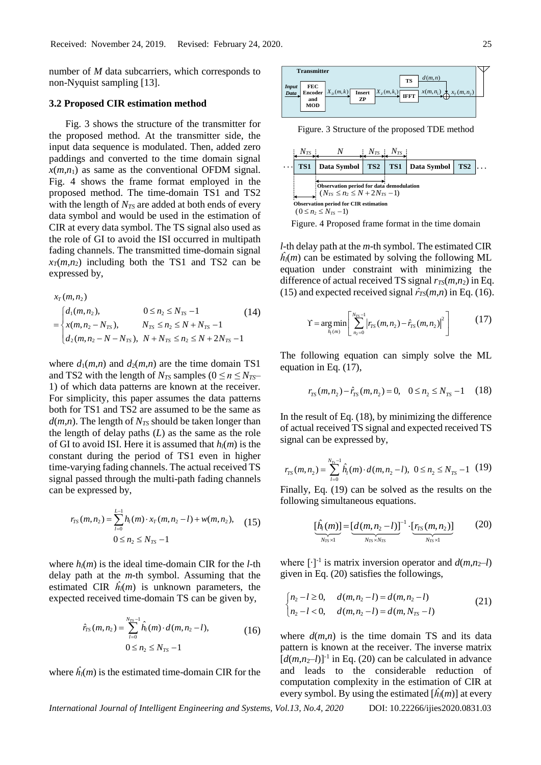number of $M$ data subcarriers, which corresponds to non-Nyquist sampling [13].

### 3.2 Proposed CIR estimation method

Fig. 3 shows the structure of the transmitter for the proposed method. At the transmitter side, the input data sequence is modulated. Then, added zero paddings and converted to the time domain signal $x(m,n_1)$ as same as the conventional OFDM signal. Fig. 4 shows the frame format employed in the proposed method. The time-domain TS1 and TS2 with the length of $N_{TS}$ are added at both ends of every data symbol and would be used in the estimation of CIR at every data symbol. The TS signal also used as the role of GI to avoid the ISI occurred in multipath fading channels. The transmitted time-domain signal $x_T(m,n_2)$ including both the TS1 and TS2 can be expressed by,

$$x_T(m,n_2) = \begin{cases} d_1(m,n_2), & 0 \le n_2 \le N_{TS}-1 \\ x(m,n_2-N_{TS}), & N_{TS} \le n_2 \le N+N_{TS}-1 \\ d_2(m,n_2-N-N_{TS}), & N+N_{TS} \le n_2 \le N+2N_{TS}-1 \end{cases} \tag{14}$$

where $d_1(m,n)$ and $d_2(m,n)$ are the time domain TS1 and TS2 with the length of $N_{TS}$ samples ($0 \le n \le N_{TS}-1$) of which data patterns are known at the receiver. For simplicity, this paper assumes the data patterns both for TS1 and TS2 are assumed to be the same as $d(m,n)$. The length of $N_{TS}$ should be taken longer than the length of delay paths ($L$) as the same as the role of GI to avoid ISI. Here it is assumed that $h_l(m)$ is the constant during the period of TS1 even in higher time-varying fading channels. The actual received TS signal passed through the multi-path fading channels can be expressed by,

$$r_{TS}(m,n_2) = \sum_{l=0}^{L-1} h_l(m) \cdot x_T(m,n_2-l) + w(m,n_2), \quad 0 \le n_2 \le N_{TS}-1 \tag{15}$$

where $h_l(m)$ is the ideal time-domain CIR for the $l$-th delay path at the $m$-th symbol. Assuming that the estimated CIR $\hat{h}_l(m)$ is unknown parameters, the expected received time-domain TS can be given by,

$$\hat{r}_{TS}(m,n_2) = \sum_{l=0}^{N_{TS}-1} \hat{h}_l(m) \cdot d(m,n_2-l), \quad 0 \le n_2 \le N_{TS}-1 \tag{16}$$

where $\hat{h}_l(m)$ is the estimated time-domain CIR for the $l$-th delay path at the $m$-th symbol. The estimated CIR $\hat{h}_l(m)$ can be estimated by solving the following ML equation under constraint with minimizing the difference of actual received TS signal $r_{TS}(m,n_2)$ in Eq. (15) and expected received signal $\hat{r}_{TS}(m,n)$ in Eq. (16).

Transmitter: Input Data → FEC Encoder and MOD → $X_D(m,k)$ → Insert ZP → $X_Z(m,k_1)$ → IFFT → $x(m,n_1)$ → ⊕ (with TS $d(m,n)$) → $x_T(m,n_2)$

Figure. 3 Structure of the proposed TDE method

| ... | TS1 | Data Symbol | TS2 | TS1 | Data Symbol | TS2 | ... |
|---|---|---|---|---|---|---|---|
| | $N_{TS}$ | $N$ | $N_{TS}$ | $N_{TS}$ | | | |

Observation period for data demodulation ($N_{TS} \le n_2 \le N+2N_{TS}-1$)

Observation period for CIR estimation ($0 \le n_2 \le N_{TS}-1$)

Figure. 4 Proposed frame format in the time domain

$$\Upsilon = \underset{\hat{h}_l(m)}{\arg\min} \left[ \sum_{n_2=0}^{N_{TS}-1} \left| r_{TS}(m,n_2) - \hat{r}_{TS}(m,n_2) \right|^2 \right] \tag{17}$$

The following equation can simply solve the ML equation in Eq. (17),

$$r_{TS}(m,n_2) - \hat{r}_{TS}(m,n_2) = 0, \quad 0 \le n_2 \le N_{TS}-1 \tag{18}$$

In the result of Eq. (18), by minimizing the difference of actual received TS signal and expected received TS signal can be expressed by,

$$r_{TS}(m,n_2) = \sum_{l=0}^{N_{TS}-1} \hat{h}_l(m) \cdot d(m,n_2-l), \; 0 \le n_2 \le N_{TS}-1 \tag{19}$$

Finally, Eq. (19) can be solved as the results on the following simultaneous equations.

$$\underbrace{[\hat{h}_l(m)]}_{N_{TS}\times 1} = \underbrace{[d(m,n_2-l)]^{-1}}_{N_{TS}\times N_{TS}} \cdot \underbrace{[r_{TS}(m,n_2)]}_{N_{TS}\times 1} \tag{20}$$

where $[\cdot]^{-1}$ is matrix inversion operator and $d(m,n_2-l)$ given in Eq. (20) satisfies the followings,

$$\begin{cases} n_2 - l \ge 0, & d(m,n_2-l) = d(m,n_2-l) \\ n_2 - l < 0, & d(m,n_2-l) = d(m,N_{TS}-l) \end{cases} \tag{21}$$

where $d(m,n)$ is the time domain TS and its data pattern is known at the receiver. The inverse matrix $[d(m,n_2-l)]^{-1}$ in Eq. (20) can be calculated in advance and leads to the considerable reduction of computation complexity in the estimation of CIR at every symbol. By using the estimated $[\hat{h}_l(m)]$ at every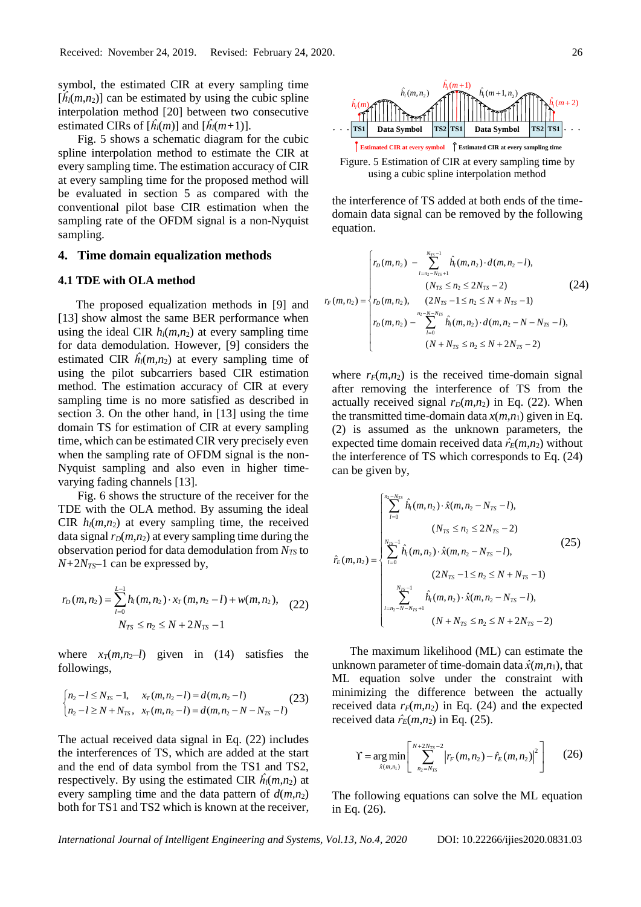symbol, the estimated CIR at every sampling time $[\hat{h}_l(m,n_2)]$ can be estimated by using the cubic spline interpolation method [20] between two consecutive estimated CIRs of $[\hat{h}_l(m)]$ and $[\hat{h}_l(m+1)]$.

Fig. 5 shows a schematic diagram for the cubic spline interpolation method to estimate the CIR at every sampling time. The estimation accuracy of CIR at every sampling time for the proposed method will be evaluated in section 5 as compared with the conventional pilot base CIR estimation when the sampling rate of the OFDM signal is a non-Nyquist sampling.

## 4. Time domain equalization methods

### 4.1 TDE with OLA method

The proposed equalization methods in [9] and [13] show almost the same BER performance when using the ideal CIR $h_l(m,n_2)$ at every sampling time for data demodulation. However, [9] considers the estimated CIR $\hat{h}_l(m,n_2)$ at every sampling time of using the pilot subcarriers based CIR estimation method. The estimation accuracy of CIR at every sampling time is no more satisfied as described in section 3. On the other hand, in [13] using the time domain TS for estimation of CIR at every sampling time, which can be estimated CIR very precisely even when the sampling rate of OFDM signal is the non-Nyquist sampling and also even in higher time-varying fading channels [13].

Fig. 6 shows the structure of the receiver for the TDE with the OLA method. By assuming the ideal CIR $h_l(m,n_2)$ at every sampling time, the received data signal $r_D(m,n_2)$ at every sampling time during the observation period for data demodulation from $N_{TS}$ to $N+2N_{TS}-1$ can be expressed by,

$$r_D(m,n_2)=\sum_{l=0}^{L-1} h_l(m,n_2)\cdot x_T(m,n_2-l)+w(m,n_2), \quad N_{TS}\le n_2\le N+2N_{TS}-1 \tag{22}$$

where $x_T(m,n_2-l)$ given in (14) satisfies the followings,

$$\begin{cases} n_2-l\le N_{TS}-1, & x_T(m,n_2-l)=d(m,n_2-l) \\ n_2-l\ge N+N_{TS}, & x_T(m,n_2-l)=d(m,n_2-N-N_{TS}-l) \end{cases} \tag{23}$$

The actual received data signal in Eq. (22) includes the interferences of TS, which are added at the start and the end of data symbol from the TS1 and TS2, respectively. By using the estimated CIR $\hat{h}_l(m,n_2)$ at every sampling time and the data pattern of $d(m,n_2)$ both for TS1 and TS2 which is known at the receiver,

(Figure: schematic showing ... TS1 | Data Symbol | TS2 | TS1 | Data Symbol | TS2 | TS1 ... with $\hat{h}_l(m)$, $\hat{h}_l(m,n_2)$, $\hat{h}_l(m+1)$, $\hat{h}_l(m+1,n_2)$, $\hat{h}_l(m+2)$; legend: Estimated CIR at every symbol; Estimated CIR at every sampling time)

Figure. 5 Estimation of CIR at every sampling time by using a cubic spline interpolation method

the interference of TS added at both ends of the time-domain data signal can be removed by the following equation.

$$r_F(m,n_2)=\begin{cases} r_D(m,n_2)-\displaystyle\sum_{l=n_2-N_{TS}+1}^{N_{TS}-1}\hat{h}_l(m,n_2)\cdot d(m,n_2-l), & (N_{TS}\le n_2\le 2N_{TS}-2) \\ r_D(m,n_2), & (2N_{TS}-1\le n_2\le N+N_{TS}-1) \\ r_D(m,n_2)-\displaystyle\sum_{l=0}^{n_2-N-N_{TS}}\hat{h}_l(m,n_2)\cdot d(m,n_2-N-N_{TS}-l), & (N+N_{TS}\le n_2\le N+2N_{TS}-2) \end{cases} \tag{24}$$

where $r_F(m,n_2)$ is the received time-domain signal after removing the interference of TS from the actually received signal $r_D(m,n_2)$ in Eq. (22). When the transmitted time-domain data $x(m,n_1)$ given in Eq. (2) is assumed as the unknown parameters, the expected time domain received data $\hat{r}_E(m,n_2)$ without the interference of TS which corresponds to Eq. (24) can be given by,

$$\hat{r}_E(m,n_2)=\begin{cases} \displaystyle\sum_{l=0}^{n_2-N_{TS}}\hat{h}_l(m,n_2)\cdot\hat{x}(m,n_2-N_{TS}-l), & (N_{TS}\le n_2\le 2N_{TS}-2) \\ \displaystyle\sum_{l=0}^{N_{TS}-1}\hat{h}_l(m,n_2)\cdot\hat{x}(m,n_2-N_{TS}-l), & (2N_{TS}-1\le n_2\le N+N_{TS}-1) \\ \displaystyle\sum_{l=n_2-N-N_{TS}+1}^{N_{TS}-1}\hat{h}_l(m,n_2)\cdot\hat{x}(m,n_2-N_{TS}-l), & (N+N_{TS}\le n_2\le N+2N_{TS}-2) \end{cases} \tag{25}$$

The maximum likelihood (ML) can estimate the unknown parameter of time-domain data $\hat{x}(m,n_1)$, that ML equation solve under the constraint with minimizing the difference between the actually received data $r_F(m,n_2)$ in Eq. (24) and the expected received data $\hat{r}_E(m,n_2)$ in Eq. (25).

$$\Upsilon=\arg\min_{\hat{x}(m,n_1)}\left[\sum_{n_2=N_{TS}}^{N+2N_{TS}-2}\left|r_F(m,n_2)-\hat{r}_E(m,n_2)\right|^2\right] \tag{26}$$

The following equations can solve the ML equation in Eq. (26).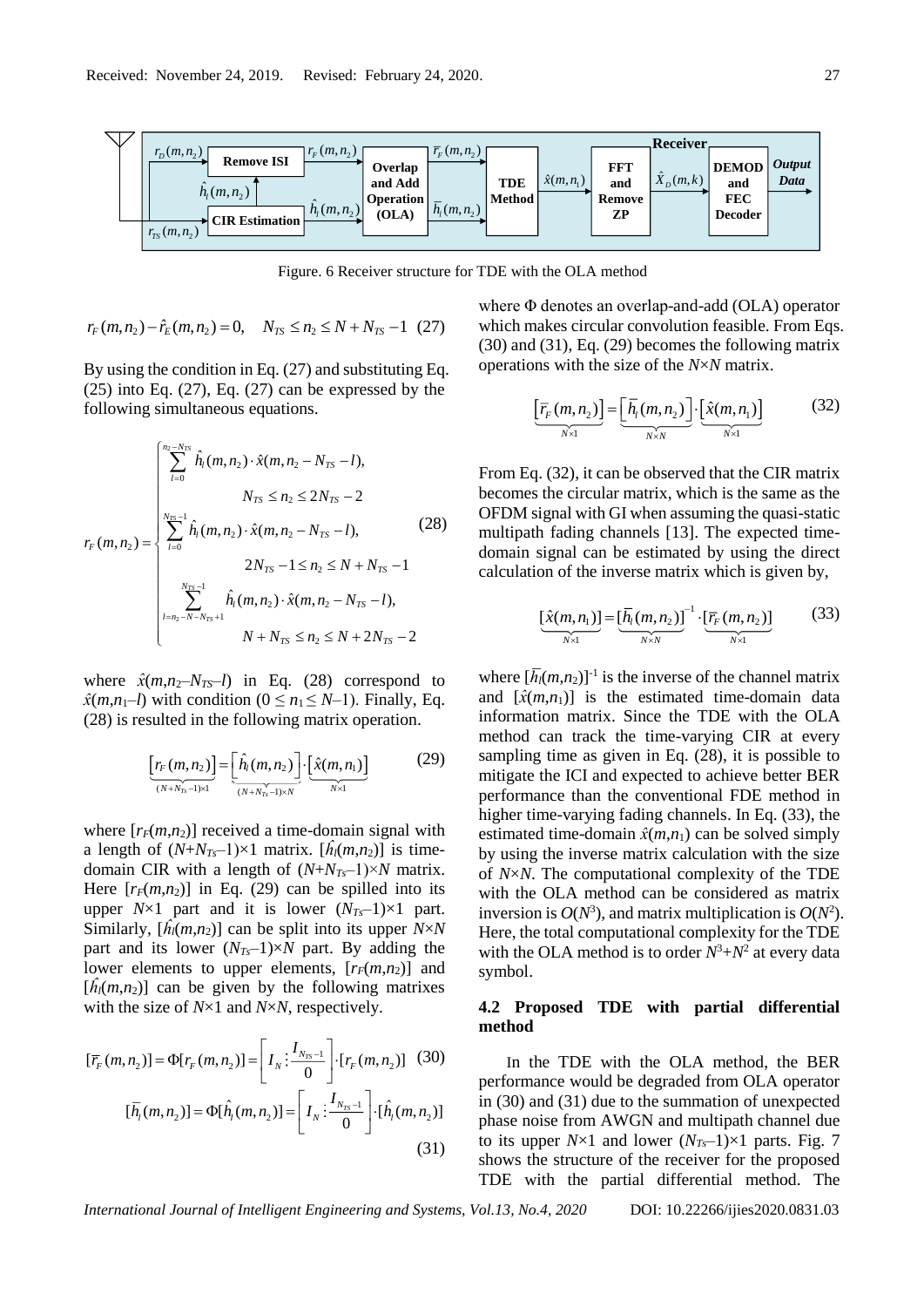Figure. 6 Receiver structure for TDE with the OLA method

$$r_F(m,n_2) - \hat{r}_E(m,n_2) = 0, \quad N_{TS} \le n_2 \le N + N_{TS} - 1 \quad (27)$$

By using the condition in Eq. (27) and substituting Eq. (25) into Eq. (27), Eq. (27) can be expressed by the following simultaneous equations.

$$r_F(m,n_2) = \begin{cases} \sum_{l=0}^{n_2-N_{TS}} \hat{h}_l(m,n_2)\cdot \hat{x}(m,n_2-N_{TS}-l), \\ \qquad N_{TS} \le n_2 \le 2N_{TS}-2 \\ \sum_{l=0}^{N_{TS}-1} \hat{h}_l(m,n_2)\cdot \hat{x}(m,n_2-N_{TS}-l), \\ \qquad 2N_{TS}-1 \le n_2 \le N+N_{TS}-1 \\ \sum_{l=n_2-N-N_{TS}+1}^{N_{TS}-1} \hat{h}_l(m,n_2)\cdot \hat{x}(m,n_2-N_{TS}-l), \\ \qquad N+N_{TS} \le n_2 \le N+2N_{TS}-2 \end{cases} \quad (28)$$

where $\hat{x}(m,n_2-N_{TS}-l)$ in Eq. (28) correspond to $\hat{x}(m,n_1-l)$ with condition ($0 \le n_1 \le N-1$). Finally, Eq. (28) is resulted in the following matrix operation.

$$\underbrace{\left[r_F(m,n_2)\right]}_{(N+N_{TS}-1)\times 1} = \underbrace{\left[\hat{h}_l(m,n_2)\right]}_{(N+N_{TS}-1)\times N} \cdot \underbrace{\left[\hat{x}(m,n_1)\right]}_{N\times 1} \quad (29)$$

where $[r_F(m,n_2)]$ received a time-domain signal with a length of $(N+N_{TS}-1)\times 1$ matrix. $[\hat{h}_l(m,n_2)]$ is time-domain CIR with a length of $(N+N_{TS}-1)\times N$ matrix. Here $[r_F(m,n_2)]$ in Eq. (29) can be spilled into its upper $N\times 1$ part and it is lower $(N_{TS}-1)\times 1$ part. Similarly, $[\hat{h}_l(m,n_2)]$ can be split into its upper $N\times N$ part and its lower $(N_{TS}-1)\times N$ part. By adding the lower elements to upper elements, $[r_F(m,n_2)]$ and $[\hat{h}_l(m,n_2)]$ can be given by the following matrixes with the size of $N\times 1$ and $N\times N$, respectively.

$$[\bar{r}_F(m,n_2)] = \Phi[r_F(m,n_2)] = \left[ I_N \vdots \frac{I_{N_{TS}-1}}{0} \right] \cdot [r_F(m,n_2)] \quad (30)$$

$$[\bar{h}_l(m,n_2)] = \Phi[\hat{h}_l(m,n_2)] = \left[ I_N \vdots \frac{I_{N_{TS}-1}}{0} \right] \cdot [\hat{h}_l(m,n_2)] \quad (31)$$

where $\Phi$ denotes an overlap-and-add (OLA) operator which makes circular convolution feasible. From Eqs. (30) and (31), Eq. (29) becomes the following matrix operations with the size of the $N\times N$ matrix.

$$\underbrace{\left[\bar{r}_F(m,n_2)\right]}_{N\times 1} = \underbrace{\left[\bar{h}_l(m,n_2)\right]}_{N\times N} \cdot \underbrace{\left[\hat{x}(m,n_1)\right]}_{N\times 1} \quad (32)$$

From Eq. (32), it can be observed that the CIR matrix becomes the circular matrix, which is the same as the OFDM signal with GI when assuming the quasi-static multipath fading channels [13]. The expected time-domain signal can be estimated by using the direct calculation of the inverse matrix which is given by,

$$\underbrace{[\hat{x}(m,n_1)]}_{N\times 1} = \underbrace{[\bar{h}_l(m,n_2)]^{-1}}_{N\times N} \cdot \underbrace{[\bar{r}_F(m,n_2)]}_{N\times 1} \quad (33)$$

where $[\bar{h}_l(m,n_2)]^{-1}$ is the inverse of the channel matrix and $[\hat{x}(m,n_1)]$ is the estimated time-domain data information matrix. Since the TDE with the OLA method can track the time-varying CIR at every sampling time as given in Eq. (28), it is possible to mitigate the ICI and expected to achieve better BER performance than the conventional FDE method in higher time-varying fading channels. In Eq. (33), the estimated time-domain $\hat{x}(m,n_1)$ can be solved simply by using the inverse matrix calculation with the size of $N\times N$. The computational complexity of the TDE with the OLA method can be considered as matrix inversion is $O(N^3)$, and matrix multiplication is $O(N^2)$. Here, the total computational complexity for the TDE with the OLA method is to order $N^3+N^2$ at every data symbol.

### 4.2 Proposed TDE with partial differential method

In the TDE with the OLA method, the BER performance would be degraded from OLA operator in (30) and (31) due to the summation of unexpected phase noise from AWGN and multipath channel due to its upper $N\times 1$ and lower $(N_{TS}-1)\times 1$ parts. Fig. 7 shows the structure of the receiver for the proposed TDE with the partial differential method. The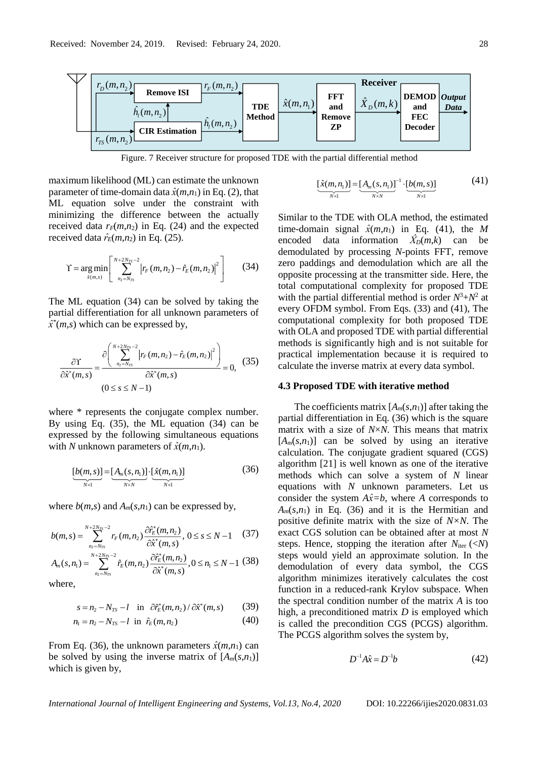Figure. 7 Receiver structure for proposed TDE with the partial differential method

maximum likelihood (ML) can estimate the unknown parameter of time-domain data $\hat{x}(m,n_1)$ in Eq. (2), that ML equation solve under the constraint with minimizing the difference between the actually received data $r_F(m,n_2)$ in Eq. (24) and the expected received data $\hat{r}_E(m,n_2)$ in Eq. (25).

$$\Upsilon = \arg\min_{\hat{x}(m,s)} \left[ \sum_{n_2=N_{TS}}^{N+2N_{TS}-2} \left| r_F(m,n_2) - \hat{r}_E(m,n_2) \right|^2 \right] \tag{34}$$

The ML equation (34) can be solved by taking the partial differentiation for all unknown parameters of $\hat{x}^*(m,s)$ which can be expressed by,

$$\frac{\partial \Upsilon}{\partial \hat{x}^*(m,s)} = \frac{\partial \left( \sum_{n_2=N_{TS}}^{N+2N_{TS}-2} \left| r_F(m,n_2) - \hat{r}_E(m,n_2) \right|^2 \right)}{\partial \hat{x}^*(m,s)} = 0, \quad (0 \le s \le N-1) \tag{35}$$

where * represents the conjugate complex number. By using Eq. (35), the ML equation (34) can be expressed by the following simultaneous equations with $N$ unknown parameters of $\hat{x}(m,n_1)$.

$$\underbrace{[b(m,s)]}_{N\times 1} = \underbrace{[A_m(s,n_1)]}_{N\times N} \cdot \underbrace{[\hat{x}(m,n_1)]}_{N\times 1} \tag{36}$$

where $b(m,s)$ and $A_m(s,n_1)$ can be expressed by,

$$b(m,s) = \sum_{n_2=N_{TS}}^{N+2N_{TS}-2} r_F(m,n_2) \frac{\partial \hat{r}_E^*(m,n_2)}{\partial \hat{x}^*(m,s)}, \; 0 \le s \le N-1 \tag{37}$$

$$A_m(s,n_1) = \sum_{n_2=N_{TS}}^{N+2N_{TS}-2} \hat{r}_E(m,n_2) \frac{\partial \hat{r}_E^*(m,n_2)}{\partial \hat{x}^*(m,s)}, 0 \le n_1 \le N-1 \tag{38}$$

where,

$$s = n_2 - N_{TS} - l \quad \text{in} \quad \partial \hat{r}_E^*(m,n_2) / \partial \hat{x}^*(m,s) \tag{39}$$

$$n_1 = n_2 - N_{TS} - l \quad \text{in} \quad \hat{r}_E(m,n_2) \tag{40}$$

From Eq. (36), the unknown parameters $\hat{x}(m,n_1)$ can be solved by using the inverse matrix of $[A_m(s,n_1)]$ which is given by,

$$\underbrace{[\hat{x}(m,n_1)]}_{N\times 1} = \underbrace{[A_m(s,n_1)]^{-1}}_{N\times N} \cdot \underbrace{[b(m,s)]}_{N\times 1} \tag{41}$$

Similar to the TDE with OLA method, the estimated time-domain signal $\hat{x}(m,n_1)$ in Eq. (41), the $M$ encoded data information $\hat{X}_D(m,k)$ can be demodulated by processing $N$-points FFT, remove zero paddings and demodulation which are all the opposite processing at the transmitter side. Here, the total computational complexity for proposed TDE with the partial differential method is order $N^3+N^2$ at every OFDM symbol. From Eqs. (33) and (41), The computational complexity for both proposed TDE with OLA and proposed TDE with partial differential methods is significantly high and is not suitable for practical implementation because it is required to calculate the inverse matrix at every data symbol.

### 4.3 Proposed TDE with iterative method

The coefficients matrix $[A_m(s,n_1)]$ after taking the partial differentiation in Eq. (36) which is the square matrix with a size of $N\times N$. This means that matrix $[A_m(s,n_1)]$ can be solved by using an iterative calculation. The conjugate gradient squared (CGS) algorithm [21] is well known as one of the iterative methods which can solve a system of $N$ linear equations with $N$ unknown parameters. Let us consider the system $A\hat{x}=b$, where $A$ corresponds to $A_m(s,n_1)$ in Eq. (36) and it is the Hermitian and positive definite matrix with the size of $N\times N$. The exact CGS solution can be obtained after at most $N$ steps. Hence, stopping the iteration after $N_{\text{iter}}$ ($<N$) steps would yield an approximate solution. In the demodulation of every data symbol, the CGS algorithm minimizes iteratively calculates the cost function in a reduced-rank Krylov subspace. When the spectral condition number of the matrix $A$ is too high, a preconditioned matrix $D$ is employed which is called the precondition CGS (PCGS) algorithm. The PCGS algorithm solves the system by,

$$D^{-1}A\hat{x} = D^{-1}b \tag{42}$$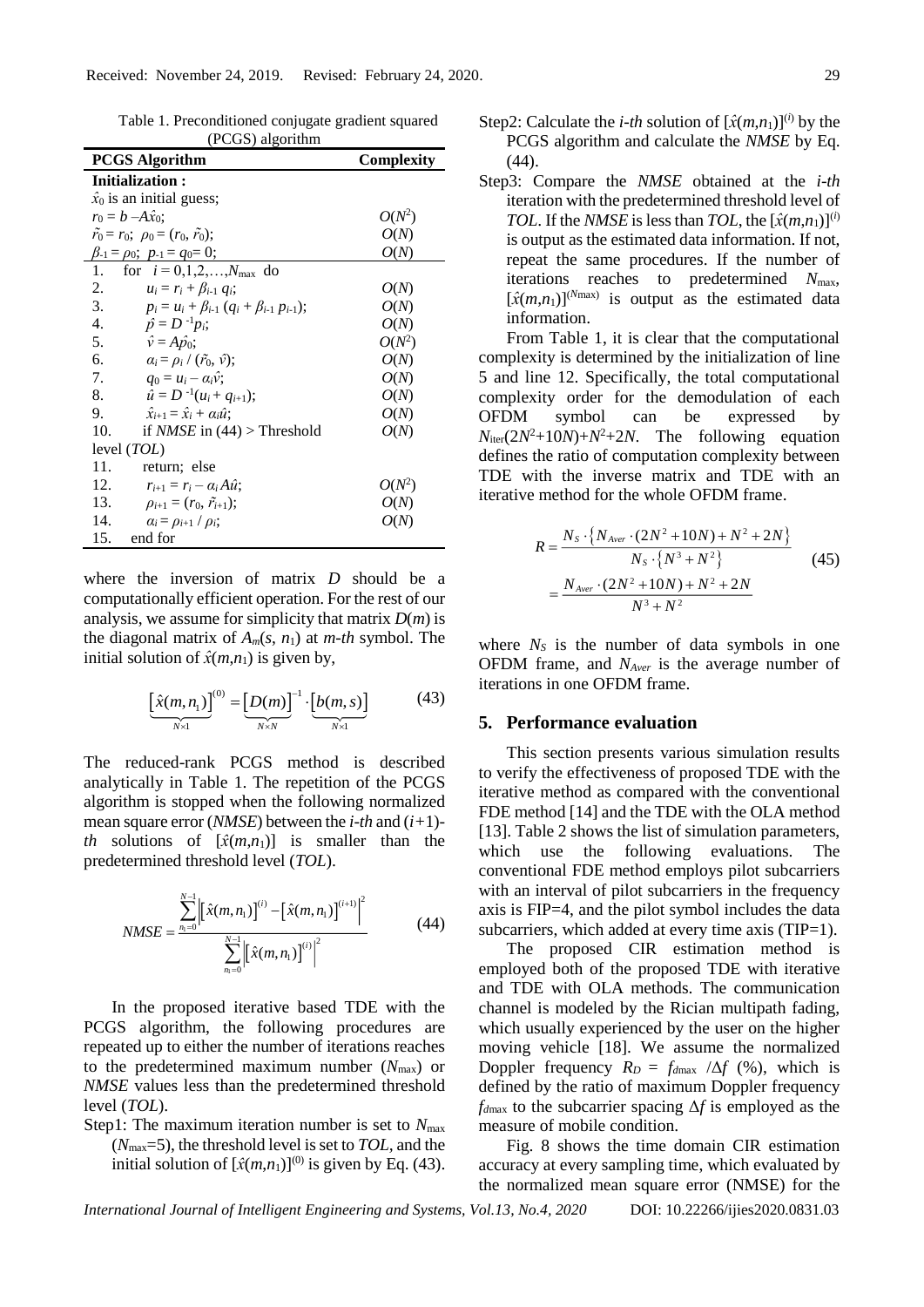Table 1. Preconditioned conjugate gradient squared (PCGS) algorithm

| PCGS Algorithm | Complexity |
|---|---|
| **Initialization :** | |
| $\hat{x}_0$ is an initial guess; | |
| $r_0 = b - A\hat{x}_0$; | $O(N^2)$ |
| $\tilde{r}_0 = r_0$; $\rho_0 = (r_0, \tilde{r}_0)$; | $O(N)$ |
| $\beta_{-1} = \rho_0$; $p_{-1} = q_0 = 0$; | $O(N)$ |
| 1. for $i = 0,1,2,\ldots,N_{\max}$ do | |
| 2. $u_i = r_i + \beta_{i-1} q_i$; | $O(N)$ |
| 3. $p_i = u_i + \beta_{i-1} (q_i + \beta_{i-1} p_{i-1})$; | $O(N)$ |
| 4. $\hat{p} = D^{-1} p_i$; | $O(N)$ |
| 5. $\hat{v} = A\hat{p}_0$; | $O(N^2)$ |
| 6. $\alpha_i = \rho_i / (\tilde{r}_0, \hat{v})$; | $O(N)$ |
| 7. $q_0 = u_i - \alpha_i \hat{v}$; | $O(N)$ |
| 8. $\hat{u} = D^{-1}(u_i + q_{i+1})$; | $O(N)$ |
| 9. $\hat{x}_{i+1} = \hat{x}_i + \alpha_i \hat{u}$; | $O(N)$ |
| 10. if *NMSE* in (44) > Threshold level (*TOL*) | $O(N)$ |
| 11. return; else | |
| 12. $r_{i+1} = r_i - \alpha_i A\hat{u}$; | $O(N^2)$ |
| 13. $\rho_{i+1} = (r_0, \tilde{r}_{i+1})$; | $O(N)$ |
| 14. $\alpha_i = \rho_{i+1} / \rho_i$; | $O(N)$ |
| 15. end for | |

where the inversion of matrix $D$ should be a computationally efficient operation. For the rest of our analysis, we assume for simplicity that matrix $D(m)$ is the diagonal matrix of $A_m(s, n_1)$ at *m-th* symbol. The initial solution of $\hat{x}(m,n_1)$ is given by,

$$\underbrace{\left[\hat{x}(m,n_1)\right]^{(0)}}_{N\times 1} = \underbrace{\left[D(m)\right]^{-1}}_{N\times N} \cdot \underbrace{\left[b(m,s)\right]}_{N\times 1} \tag{43}$$

The reduced-rank PCGS method is described analytically in Table 1. The repetition of the PCGS algorithm is stopped when the following normalized mean square error (*NMSE*) between the *i-th* and $(i+1)$-*th* solutions of $[\hat{x}(m,n_1)]$ is smaller than the predetermined threshold level (*TOL*).

$$NMSE = \frac{\sum_{n_1=0}^{N-1} \left| \left[\hat{x}(m,n_1)\right]^{(i)} - \left[\hat{x}(m,n_1)\right]^{(i+1)} \right|^2}{\sum_{n_1=0}^{N-1} \left| \left[\hat{x}(m,n_1)\right]^{(i)} \right|^2} \tag{44}$$

In the proposed iterative based TDE with the PCGS algorithm, the following procedures are repeated up to either the number of iterations reaches to the predetermined maximum number ($N_{\max}$) or *NMSE* values less than the predetermined threshold level (*TOL*).

Step1: The maximum iteration number is set to $N_{\max}$ ($N_{\max}$=5), the threshold level is set to *TOL*, and the initial solution of $[\hat{x}(m,n_1)]^{(0)}$ is given by Eq. (43).

Step2: Calculate the *i-th* solution of $[\hat{x}(m,n_1)]^{(i)}$ by the PCGS algorithm and calculate the *NMSE* by Eq. (44).

Step3: Compare the *NMSE* obtained at the *i-th* iteration with the predetermined threshold level of *TOL*. If the *NMSE* is less than *TOL*, the $[\hat{x}(m,n_1)]^{(i)}$ is output as the estimated data information. If not, repeat the same procedures. If the number of iterations reaches to predetermined $N_{\max}$, $[\hat{x}(m,n_1)]^{(N\max)}$ is output as the estimated data information.

From Table 1, it is clear that the computational complexity is determined by the initialization of line 5 and line 12. Specifically, the total computational complexity order for the demodulation of each OFDM symbol can be expressed by $N_{\text{iter}}(2N^2+10N)+N^2+2N$. The following equation defines the ratio of computation complexity between TDE with the inverse matrix and TDE with an iterative method for the whole OFDM frame.

$$\begin{aligned} R &= \frac{N_S \cdot \left\{ N_{Aver} \cdot (2N^2 + 10N) + N^2 + 2N \right\}}{N_S \cdot \left\{ N^3 + N^2 \right\}} \\ &= \frac{N_{Aver} \cdot (2N^2 + 10N) + N^2 + 2N}{N^3 + N^2} \end{aligned} \tag{45}$$

where $N_S$ is the number of data symbols in one OFDM frame, and $N_{Aver}$ is the average number of iterations in one OFDM frame.

## 5. Performance evaluation

This section presents various simulation results to verify the effectiveness of proposed TDE with the iterative method as compared with the conventional FDE method [14] and the TDE with the OLA method [13]. Table 2 shows the list of simulation parameters, which use the following evaluations. The conventional FDE method employs pilot subcarriers with an interval of pilot subcarriers in the frequency axis is FIP=4, and the pilot symbol includes the data subcarriers, which added at every time axis (TIP=1).

The proposed CIR estimation method is employed both of the proposed TDE with iterative and TDE with OLA methods. The communication channel is modeled by the Rician multipath fading, which usually experienced by the user on the higher moving vehicle [18]. We assume the normalized Doppler frequency $R_D = f_{d\max} / \Delta f$ (%), which is defined by the ratio of maximum Doppler frequency $f_{d\max}$ to the subcarrier spacing $\Delta f$ is employed as the measure of mobile condition.

Fig. 8 shows the time domain CIR estimation accuracy at every sampling time, which evaluated by the normalized mean square error (NMSE) for the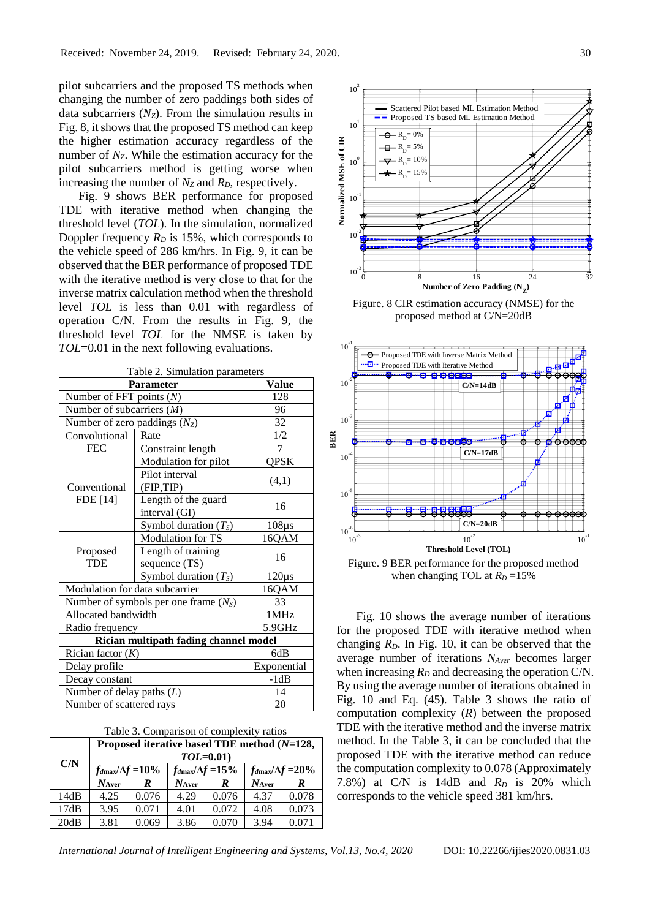pilot subcarriers and the proposed TS methods when changing the number of zero paddings both sides of data subcarriers ($N_Z$). From the simulation results in Fig. 8, it shows that the proposed TS method can keep the higher estimation accuracy regardless of the number of $N_Z$. While the estimation accuracy for the pilot subcarriers method is getting worse when increasing the number of $N_Z$ and $R_D$, respectively.

Fig. 9 shows BER performance for proposed TDE with iterative method when changing the threshold level (*TOL*). In the simulation, normalized Doppler frequency $R_D$ is 15%, which corresponds to the vehicle speed of 286 km/hrs. In Fig. 9, it can be observed that the BER performance of proposed TDE with the iterative method is very close to that for the inverse matrix calculation method when the threshold level *TOL* is less than 0.01 with regardless of operation C/N. From the results in Fig. 9, the threshold level *TOL* for the NMSE is taken by *TOL*=0.01 in the next following evaluations.

Table 2. Simulation parameters

| Parameter | | Value |
|---|---|---|
| Number of FFT points ($N$) | | 128 |
| Number of subcarriers ($M$) | | 96 |
| Number of zero paddings ($N_Z$) | | 32 |
| Convolutional FEC | Rate | 1/2 |
| | Constraint length | 7 |
| Conventional FDE [14] | Modulation for pilot | QPSK |
| | Pilot interval (FIP,TIP) | (4,1) |
| | Length of the guard interval (GI) | 16 |
| | Symbol duration ($T_S$) | 108µs |
| Proposed TDE | Modulation for TS | 16QAM |
| | Length of training sequence (TS) | 16 |
| | Symbol duration ($T_S$) | 120µs |
| Modulation for data subcarrier | | 16QAM |
| Number of symbols per one frame ($N_S$) | | 33 |
| Allocated bandwidth | | 1MHz |
| Radio frequency | | 5.9GHz |
| **Rician multipath fading channel model** | | |
| Rician factor ($K$) | | 6dB |
| Delay profile | | Exponential |
| Decay constant | | -1dB |
| Number of delay paths ($L$) | | 14 |
| Number of scattered rays | | 20 |

Table 3. Comparison of complexity ratios

| C/N | Proposed iterative based TDE method ($N$=128, *TOL*=0.01) | | | | | |
|---|---|---|---|---|---|---|
| | $f_{dmax}/\Delta f$ =10% | | $f_{dmax}/\Delta f$ =15% | | $f_{dmax}/\Delta f$ =20% | |
| | $N_{Aver}$ | $R$ | $N_{Aver}$ | $R$ | $N_{Aver}$ | $R$ |
| 14dB | 4.25 | 0.076 | 4.29 | 0.076 | 4.37 | 0.078 |
| 17dB | 3.95 | 0.071 | 4.01 | 0.072 | 4.08 | 0.073 |
| 20dB | 3.81 | 0.069 | 3.86 | 0.070 | 3.94 | 0.071 |

Figure. 8 CIR estimation accuracy (NMSE) for the proposed method at C/N=20dB

Figure. 9 BER performance for the proposed method when changing TOL at $R_D$ =15%

Fig. 10 shows the average number of iterations for the proposed TDE with iterative method when changing $R_D$. In Fig. 10, it can be observed that the average number of iterations $N_{Aver}$ becomes larger when increasing $R_D$ and decreasing the operation C/N. By using the average number of iterations obtained in Fig. 10 and Eq. (45). Table 3 shows the ratio of computation complexity ($R$) between the proposed TDE with the iterative method and the inverse matrix method. In the Table 3, it can be concluded that the proposed TDE with the iterative method can reduce the computation complexity to 0.078 (Approximately 7.8%) at C/N is 14dB and $R_D$ is 20% which corresponds to the vehicle speed 381 km/hrs.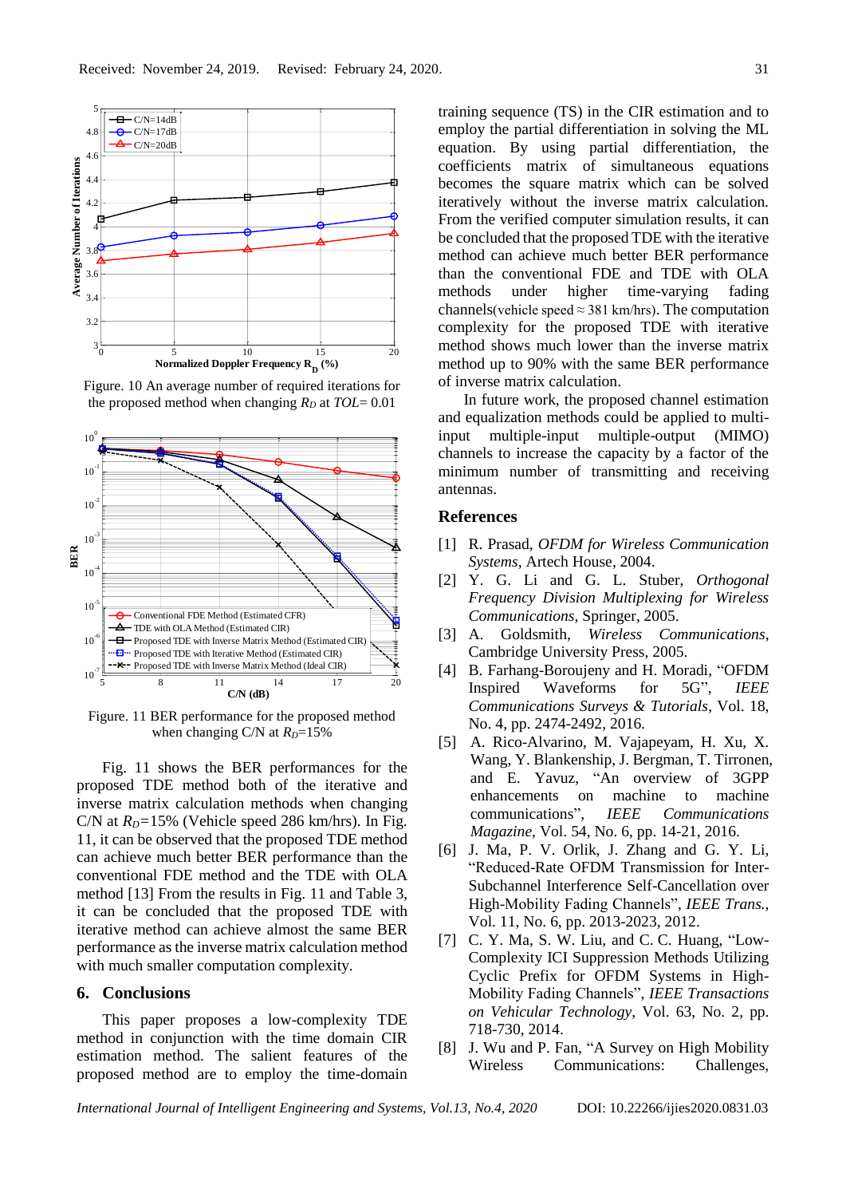Figure. 10 An average number of required iterations for the proposed method when changing $R_D$ at $TOL$= 0.01

Figure. 11 BER performance for the proposed method when changing C/N at $R_D$=15%

Fig. 11 shows the BER performances for the proposed TDE method both of the iterative and inverse matrix calculation methods when changing C/N at $R_D$=15% (Vehicle speed 286 km/hrs). In Fig. 11, it can be observed that the proposed TDE method can achieve much better BER performance than the conventional FDE method and the TDE with OLA method [13] From the results in Fig. 11 and Table 3, it can be concluded that the proposed TDE with iterative method can achieve almost the same BER performance as the inverse matrix calculation method with much smaller computation complexity.

## 6. Conclusions

This paper proposes a low-complexity TDE method in conjunction with the time domain CIR estimation method. The salient features of the proposed method are to employ the time-domain training sequence (TS) in the CIR estimation and to employ the partial differentiation in solving the ML equation. By using partial differentiation, the coefficients matrix of simultaneous equations becomes the square matrix which can be solved iteratively without the inverse matrix calculation. From the verified computer simulation results, it can be concluded that the proposed TDE with the iterative method can achieve much better BER performance than the conventional FDE and TDE with OLA methods under higher time-varying fading channels(vehicle speed ≈ 381 km/hrs). The computation complexity for the proposed TDE with iterative method shows much lower than the inverse matrix method up to 90% with the same BER performance of inverse matrix calculation.

In future work, the proposed channel estimation and equalization methods could be applied to multi-input multiple-input multiple-output (MIMO) channels to increase the capacity by a factor of the minimum number of transmitting and receiving antennas.

## References

[1] R. Prasad, *OFDM for Wireless Communication Systems*, Artech House, 2004.

[2] Y. G. Li and G. L. Stuber, *Orthogonal Frequency Division Multiplexing for Wireless Communications*, Springer, 2005.

[3] A. Goldsmith, *Wireless Communications*, Cambridge University Press, 2005.

[4] B. Farhang-Boroujeny and H. Moradi, "OFDM Inspired Waveforms for 5G", *IEEE Communications Surveys & Tutorials*, Vol. 18, No. 4, pp. 2474-2492, 2016.

[5] A. Rico-Alvarino, M. Vajapeyam, H. Xu, X. Wang, Y. Blankenship, J. Bergman, T. Tirronen, and E. Yavuz, "An overview of 3GPP enhancements on machine to machine communications", *IEEE Communications Magazine*, Vol. 54, No. 6, pp. 14-21, 2016.

[6] J. Ma, P. V. Orlik, J. Zhang and G. Y. Li, "Reduced-Rate OFDM Transmission for Inter-Subchannel Interference Self-Cancellation over High-Mobility Fading Channels", *IEEE Trans.*, Vol. 11, No. 6, pp. 2013-2023, 2012.

[7] C. Y. Ma, S. W. Liu, and C. C. Huang, "Low-Complexity ICI Suppression Methods Utilizing Cyclic Prefix for OFDM Systems in High-Mobility Fading Channels", *IEEE Transactions on Vehicular Technology*, Vol. 63, No. 2, pp. 718-730, 2014.

[8] J. Wu and P. Fan, "A Survey on High Mobility Wireless Communications: Challenges,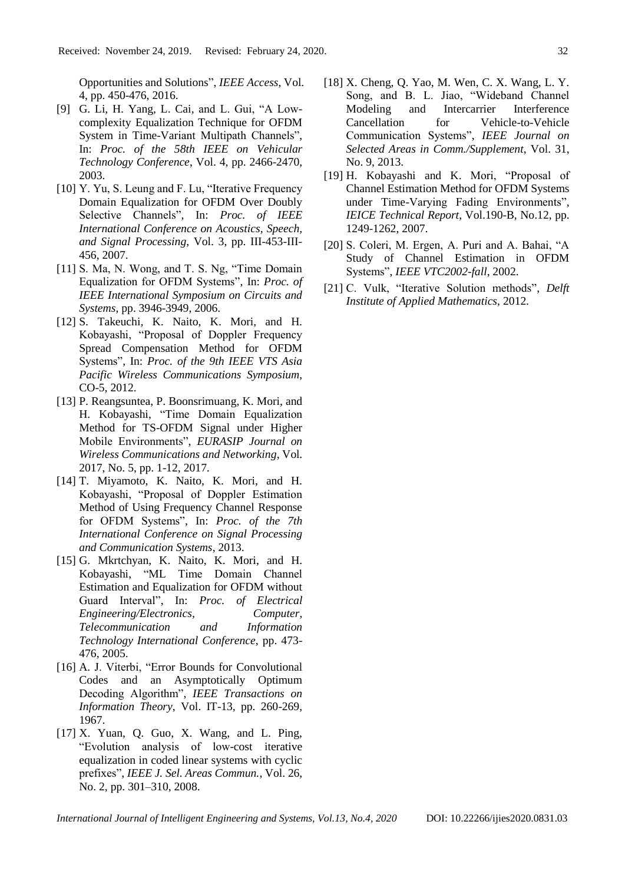Opportunities and Solutions", *IEEE Access*, Vol. 4, pp. 450-476, 2016.

[9] G. Li, H. Yang, L. Cai, and L. Gui, "A Low-complexity Equalization Technique for OFDM System in Time-Variant Multipath Channels", In: *Proc. of the 58th IEEE on Vehicular Technology Conference*, Vol. 4, pp. 2466-2470, 2003.

[10] Y. Yu, S. Leung and F. Lu, "Iterative Frequency Domain Equalization for OFDM Over Doubly Selective Channels", In: *Proc. of IEEE International Conference on Acoustics, Speech, and Signal Processing*, Vol. 3, pp. III-453-III-456, 2007.

[11] S. Ma, N. Wong, and T. S. Ng, "Time Domain Equalization for OFDM Systems", In: *Proc. of IEEE International Symposium on Circuits and Systems*, pp. 3946-3949, 2006.

[12] S. Takeuchi, K. Naito, K. Mori, and H. Kobayashi, "Proposal of Doppler Frequency Spread Compensation Method for OFDM Systems", In: *Proc. of the 9th IEEE VTS Asia Pacific Wireless Communications Symposium*, CO-5, 2012.

[13] P. Reangsuntea, P. Boonsrimuang, K. Mori, and H. Kobayashi, "Time Domain Equalization Method for TS-OFDM Signal under Higher Mobile Environments", *EURASIP Journal on Wireless Communications and Networking*, Vol. 2017, No. 5, pp. 1-12, 2017.

[14] T. Miyamoto, K. Naito, K. Mori, and H. Kobayashi, "Proposal of Doppler Estimation Method of Using Frequency Channel Response for OFDM Systems", In: *Proc. of the 7th International Conference on Signal Processing and Communication Systems*, 2013.

[15] G. Mkrtchyan, K. Naito, K. Mori, and H. Kobayashi, "ML Time Domain Channel Estimation and Equalization for OFDM without Guard Interval", In: *Proc. of Electrical Engineering/Electronics, Computer, Telecommunication and Information Technology International Conference*, pp. 473-476, 2005.

[16] A. J. Viterbi, "Error Bounds for Convolutional Codes and an Asymptotically Optimum Decoding Algorithm", *IEEE Transactions on Information Theory*, Vol. IT-13, pp. 260-269, 1967.

[17] X. Yuan, Q. Guo, X. Wang, and L. Ping, "Evolution analysis of low-cost iterative equalization in coded linear systems with cyclic prefixes", *IEEE J. Sel. Areas Commun.*, Vol. 26, No. 2, pp. 301–310, 2008.

[18] X. Cheng, Q. Yao, M. Wen, C. X. Wang, L. Y. Song, and B. L. Jiao, "Wideband Channel Modeling and Intercarrier Interference Cancellation for Vehicle-to-Vehicle Communication Systems", *IEEE Journal on Selected Areas in Comm./Supplement*, Vol. 31, No. 9, 2013.

[19] H. Kobayashi and K. Mori, "Proposal of Channel Estimation Method for OFDM Systems under Time-Varying Fading Environments", *IEICE Technical Report*, Vol.190-B, No.12, pp. 1249-1262, 2007.

[20] S. Coleri, M. Ergen, A. Puri and A. Bahai, "A Study of Channel Estimation in OFDM Systems", *IEEE VTC2002-fall*, 2002.

[21] C. Vulk, "Iterative Solution methods", *Delft Institute of Applied Mathematics*, 2012.